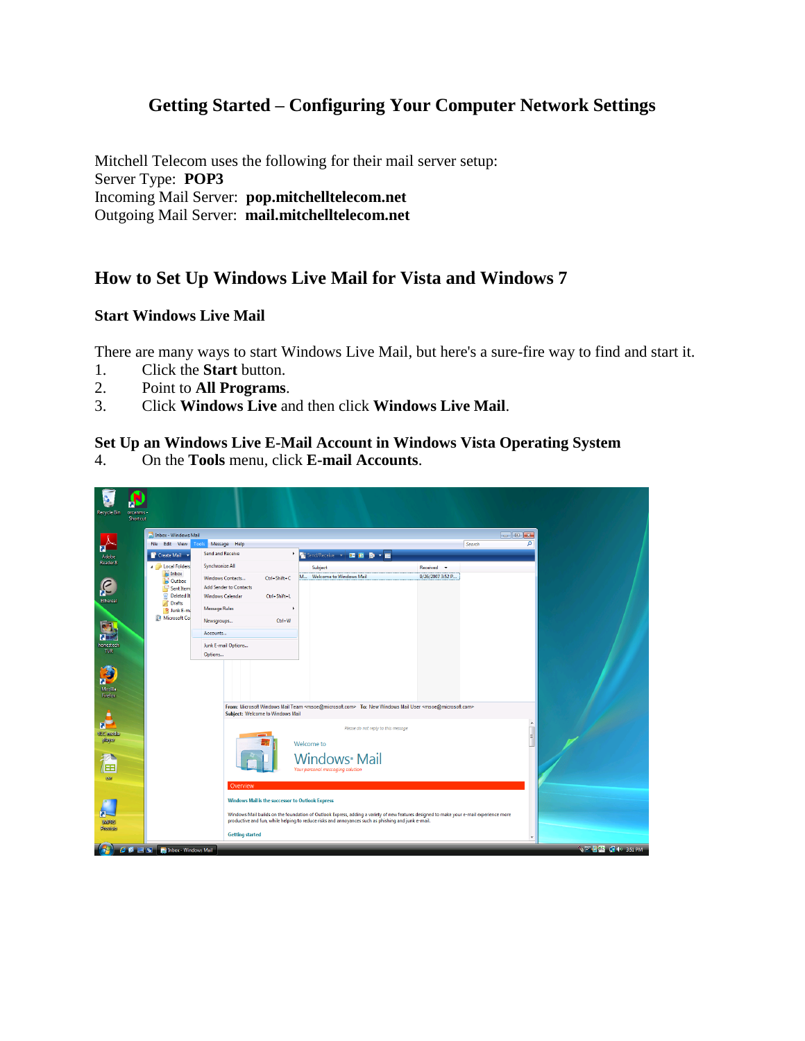# Getting Started – Configuring Your Computer Network Settings

Mitchell Telecom uses the following for their mail server setup:
Server Type: **POP3**
Incoming Mail Server: **pop.mitchelltelecom.net**
Outgoing Mail Server: **mail.mitchelltelecom.net**

## How to Set Up Windows Live Mail for Vista and Windows 7

### Start Windows Live Mail

There are many ways to start Windows Live Mail, but here's a sure-fire way to find and start it.

1. Click the **Start** button.
2. Point to **All Programs**.
3. Click **Windows Live** and then click **Windows Live Mail**.

### Set Up an Windows Live E-Mail Account in Windows Vista Operating System

4. On the **Tools** menu, click **E-mail Accounts**.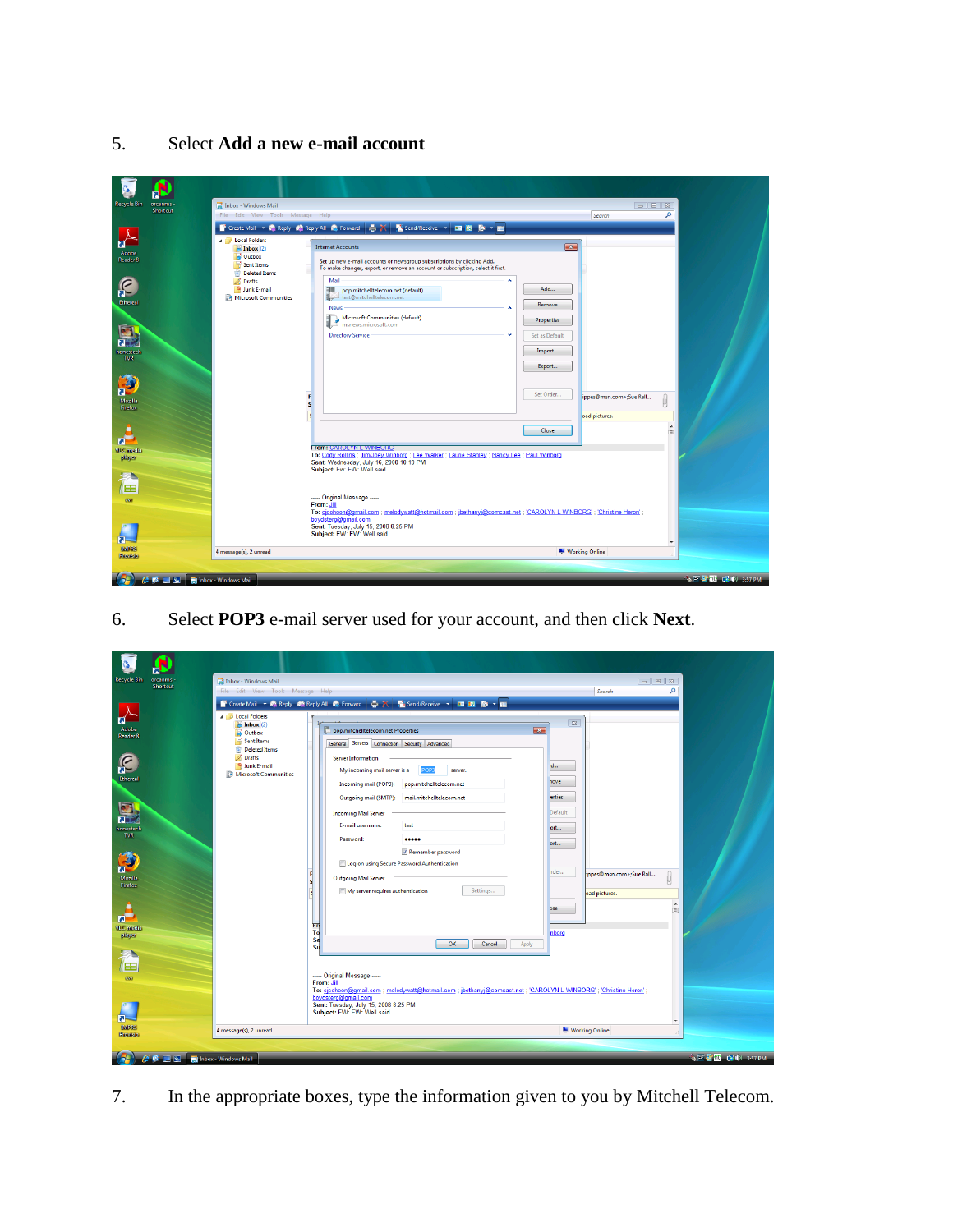5. Select **Add a new e-mail account**

6. Select **POP3** e-mail server used for your account, and then click **Next**.

7. In the appropriate boxes, type the information given to you by Mitchell Telecom.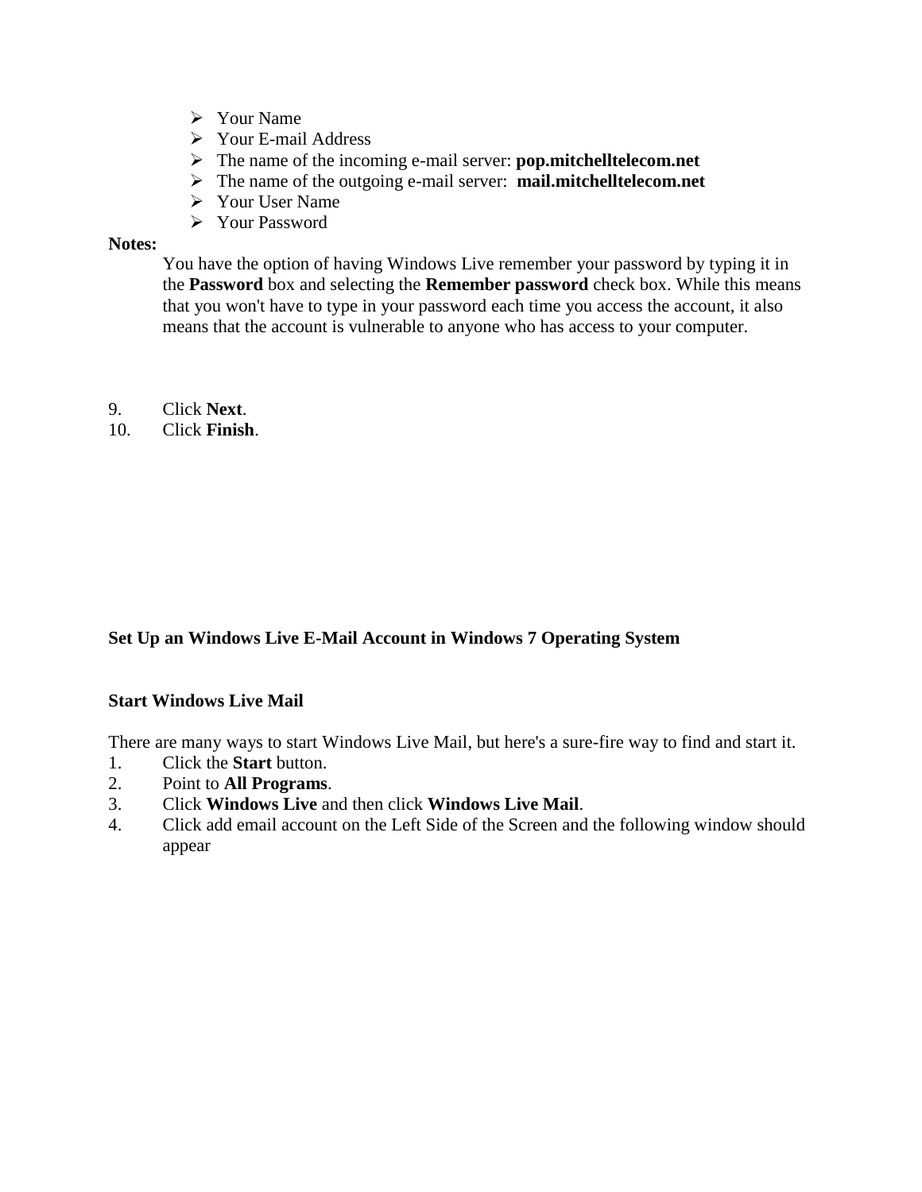- Your Name
- Your E-mail Address
- The name of the incoming e-mail server: **pop.mitchelltelecom.net**
- The name of the outgoing e-mail server: **mail.mitchelltelecom.net**
- Your User Name
- Your Password

**Notes:**

You have the option of having Windows Live remember your password by typing it in the **Password** box and selecting the **Remember password** check box. While this means that you won't have to type in your password each time you access the account, it also means that the account is vulnerable to anyone who has access to your computer.

9. Click **Next**.
10. Click **Finish**.

**Set Up an Windows Live E-Mail Account in Windows 7 Operating System**

**Start Windows Live Mail**

There are many ways to start Windows Live Mail, but here's a sure-fire way to find and start it.

1. Click the **Start** button.
2. Point to **All Programs**.
3. Click **Windows Live** and then click **Windows Live Mail**.
4. Click add email account on the Left Side of the Screen and the following window should appear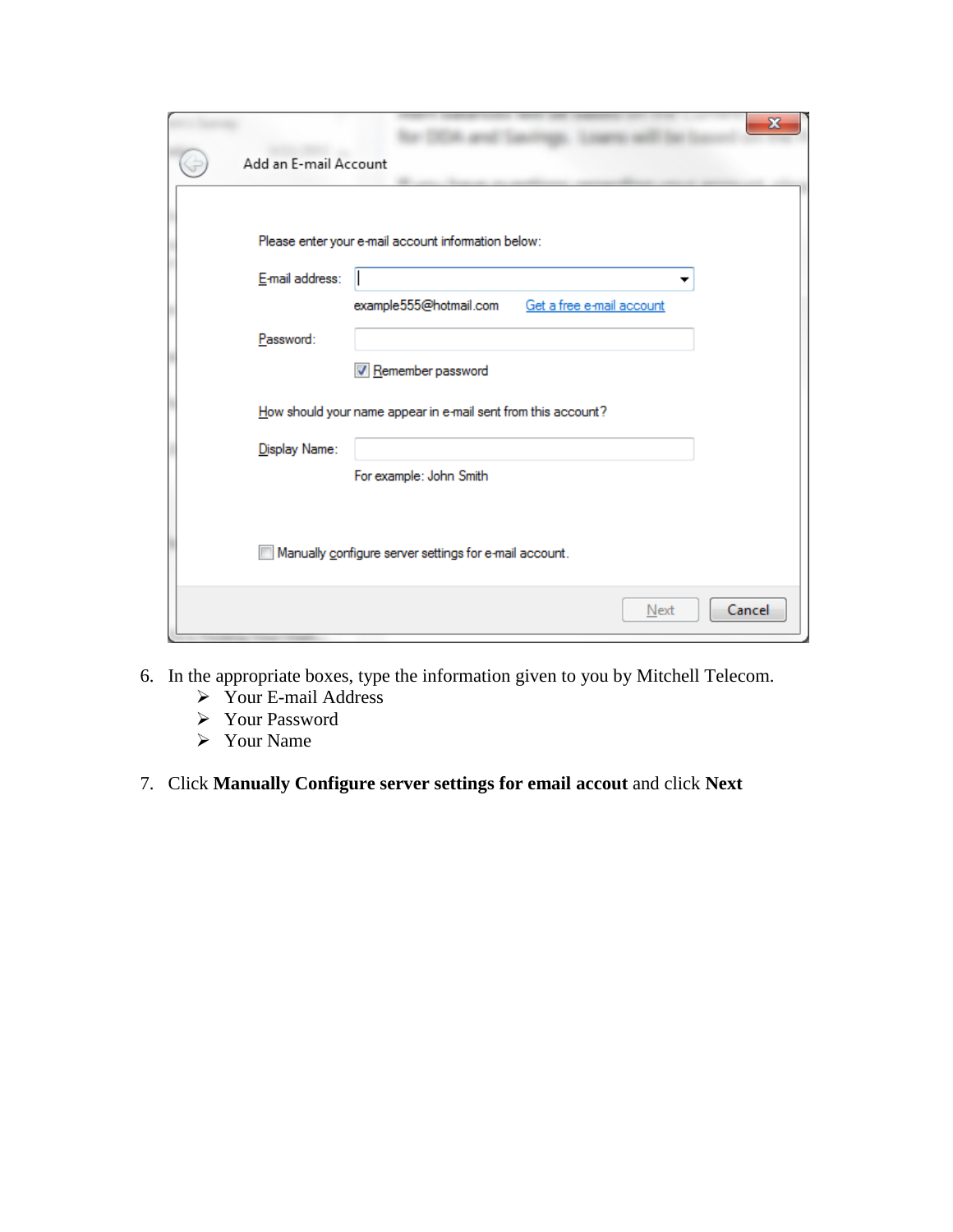6. In the appropriate boxes, type the information given to you by Mitchell Telecom.
   - Your E-mail Address
   - Your Password
   - Your Name

7. Click **Manually Configure server settings for email accout** and click **Next**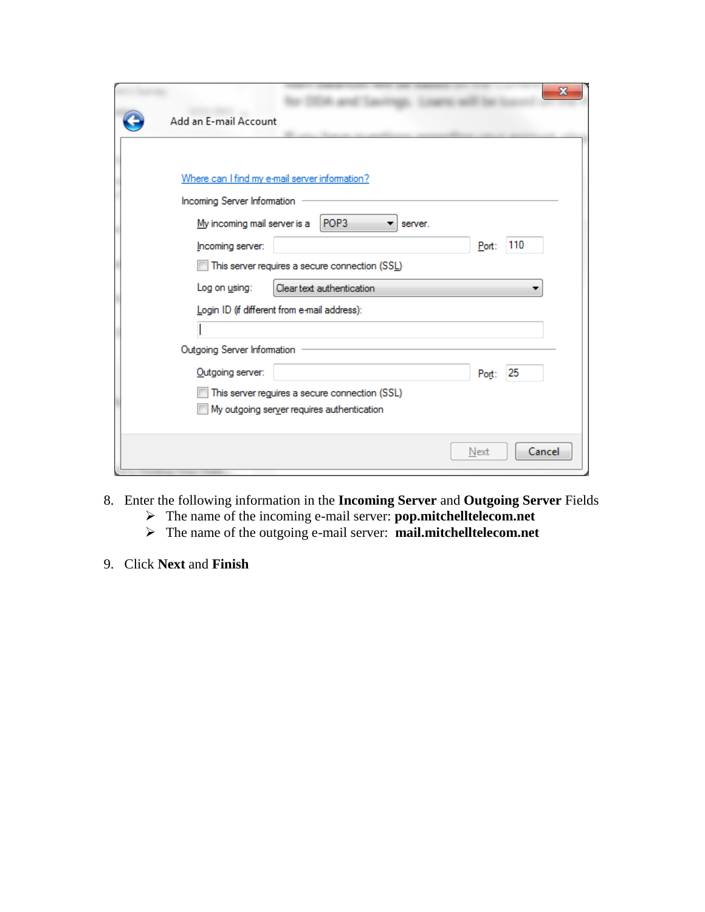8. Enter the following information in the **Incoming Server** and **Outgoing Server** Fields
   - The name of the incoming e-mail server: **pop.mitchelltelecom.net**
   - The name of the outgoing e-mail server: **mail.mitchelltelecom.net**

9. Click **Next** and **Finish**